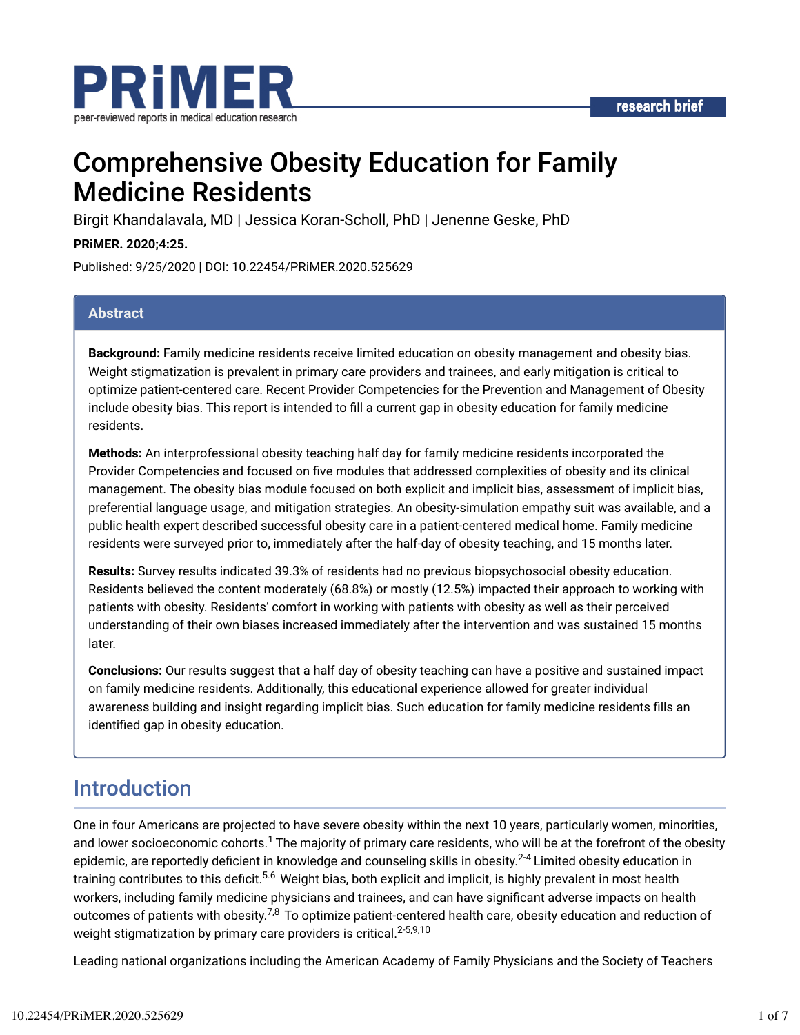PRiMER

peer-reviewed reports in medical education research

research brief

# Comprehensive Obesity Education for Family Medicine Residents

Birgit Khandalavala, MD | Jessica Koran-Scholl, PhD | Jenenne Geske, PhD

**PRiMER. 2020;4:25.**

Published: 9/25/2020 | DOI: 10.22454/PRiMER.2020.525629

## Abstract

**Background:** Family medicine residents receive limited education on obesity management and obesity bias. Weight stigmatization is prevalent in primary care providers and trainees, and early mitigation is critical to optimize patient-centered care. Recent Provider Competencies for the Prevention and Management of Obesity include obesity bias. This report is intended to fill a current gap in obesity education for family medicine residents.

**Methods:** An interprofessional obesity teaching half day for family medicine residents incorporated the Provider Competencies and focused on five modules that addressed complexities of obesity and its clinical management. The obesity bias module focused on both explicit and implicit bias, assessment of implicit bias, preferential language usage, and mitigation strategies. An obesity-simulation empathy suit was available, and a public health expert described successful obesity care in a patient-centered medical home. Family medicine residents were surveyed prior to, immediately after the half-day of obesity teaching, and 15 months later.

**Results:** Survey results indicated 39.3% of residents had no previous biopsychosocial obesity education. Residents believed the content moderately (68.8%) or mostly (12.5%) impacted their approach to working with patients with obesity. Residents' comfort in working with patients with obesity as well as their perceived understanding of their own biases increased immediately after the intervention and was sustained 15 months later.

**Conclusions:** Our results suggest that a half day of obesity teaching can have a positive and sustained impact on family medicine residents. Additionally, this educational experience allowed for greater individual awareness building and insight regarding implicit bias. Such education for family medicine residents fills an identified gap in obesity education.

## Introduction

One in four Americans are projected to have severe obesity within the next 10 years, particularly women, minorities, and lower socioeconomic cohorts.[1] The majority of primary care residents, who will be at the forefront of the obesity epidemic, are reportedly deficient in knowledge and counseling skills in obesity.[2-4] Limited obesity education in training contributes to this deficit.[5,6] Weight bias, both explicit and implicit, is highly prevalent in most health workers, including family medicine physicians and trainees, and can have significant adverse impacts on health outcomes of patients with obesity.[7,8] To optimize patient-centered health care, obesity education and reduction of weight stigmatization by primary care providers is critical.[2-5,9,10]

Leading national organizations including the American Academy of Family Physicians and the Society of Teachers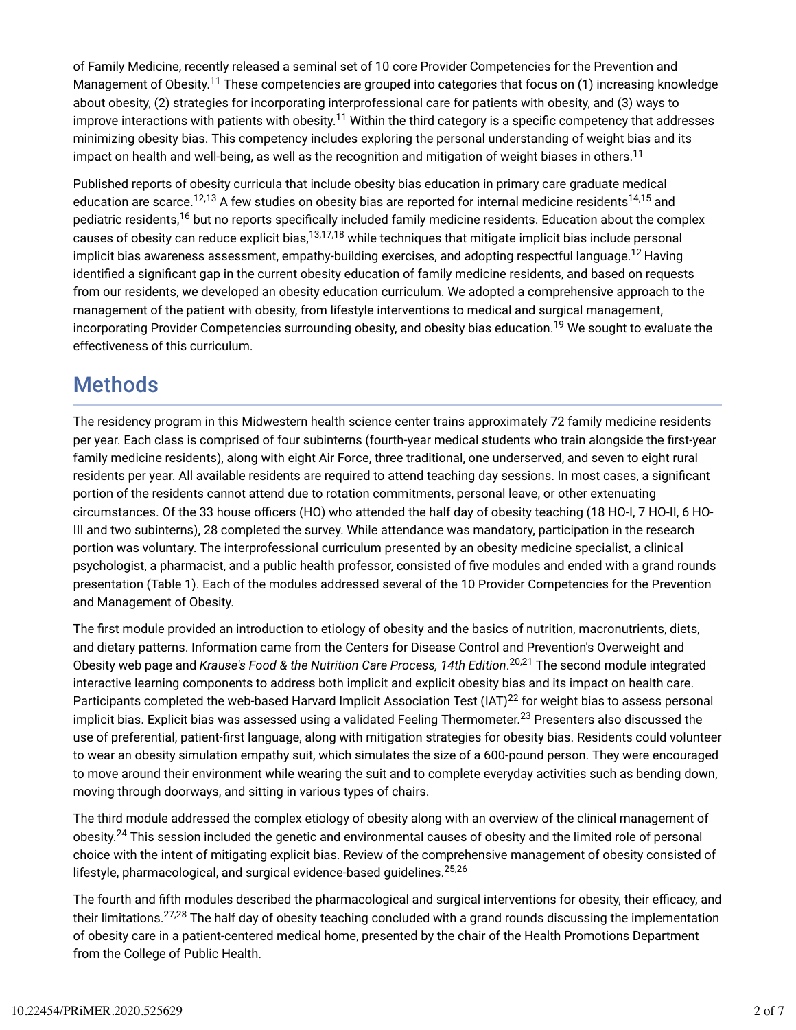of Family Medicine, recently released a seminal set of 10 core Provider Competencies for the Prevention and Management of Obesity.[11] These competencies are grouped into categories that focus on (1) increasing knowledge about obesity, (2) strategies for incorporating interprofessional care for patients with obesity, and (3) ways to improve interactions with patients with obesity.[11] Within the third category is a specific competency that addresses minimizing obesity bias. This competency includes exploring the personal understanding of weight bias and its impact on health and well-being, as well as the recognition and mitigation of weight biases in others.[11]

Published reports of obesity curricula that include obesity bias education in primary care graduate medical education are scarce.[12,13] A few studies on obesity bias are reported for internal medicine residents[14,15] and pediatric residents,[16] but no reports specifically included family medicine residents. Education about the complex causes of obesity can reduce explicit bias,[13,17,18] while techniques that mitigate implicit bias include personal implicit bias awareness assessment, empathy-building exercises, and adopting respectful language.[12] Having identified a significant gap in the current obesity education of family medicine residents, and based on requests from our residents, we developed an obesity education curriculum. We adopted a comprehensive approach to the management of the patient with obesity, from lifestyle interventions to medical and surgical management, incorporating Provider Competencies surrounding obesity, and obesity bias education.[19] We sought to evaluate the effectiveness of this curriculum.

## Methods

The residency program in this Midwestern health science center trains approximately 72 family medicine residents per year. Each class is comprised of four subinterns (fourth-year medical students who train alongside the first-year family medicine residents), along with eight Air Force, three traditional, one underserved, and seven to eight rural residents per year. All available residents are required to attend teaching day sessions. In most cases, a significant portion of the residents cannot attend due to rotation commitments, personal leave, or other extenuating circumstances. Of the 33 house officers (HO) who attended the half day of obesity teaching (18 HO-I, 7 HO-II, 6 HO-III and two subinterns), 28 completed the survey. While attendance was mandatory, participation in the research portion was voluntary. The interprofessional curriculum presented by an obesity medicine specialist, a clinical psychologist, a pharmacist, and a public health professor, consisted of five modules and ended with a grand rounds presentation (Table 1). Each of the modules addressed several of the 10 Provider Competencies for the Prevention and Management of Obesity.

The first module provided an introduction to etiology of obesity and the basics of nutrition, macronutrients, diets, and dietary patterns. Information came from the Centers for Disease Control and Prevention's Overweight and Obesity web page and *Krause's Food & the Nutrition Care Process, 14th Edition*.[20,21] The second module integrated interactive learning components to address both implicit and explicit obesity bias and its impact on health care. Participants completed the web-based Harvard Implicit Association Test (IAT)[22] for weight bias to assess personal implicit bias. Explicit bias was assessed using a validated Feeling Thermometer.[23] Presenters also discussed the use of preferential, patient-first language, along with mitigation strategies for obesity bias. Residents could volunteer to wear an obesity simulation empathy suit, which simulates the size of a 600-pound person. They were encouraged to move around their environment while wearing the suit and to complete everyday activities such as bending down, moving through doorways, and sitting in various types of chairs.

The third module addressed the complex etiology of obesity along with an overview of the clinical management of obesity.[24] This session included the genetic and environmental causes of obesity and the limited role of personal choice with the intent of mitigating explicit bias. Review of the comprehensive management of obesity consisted of lifestyle, pharmacological, and surgical evidence-based guidelines.[25,26]

The fourth and fifth modules described the pharmacological and surgical interventions for obesity, their efficacy, and their limitations.[27,28] The half day of obesity teaching concluded with a grand rounds discussing the implementation of obesity care in a patient-centered medical home, presented by the chair of the Health Promotions Department from the College of Public Health.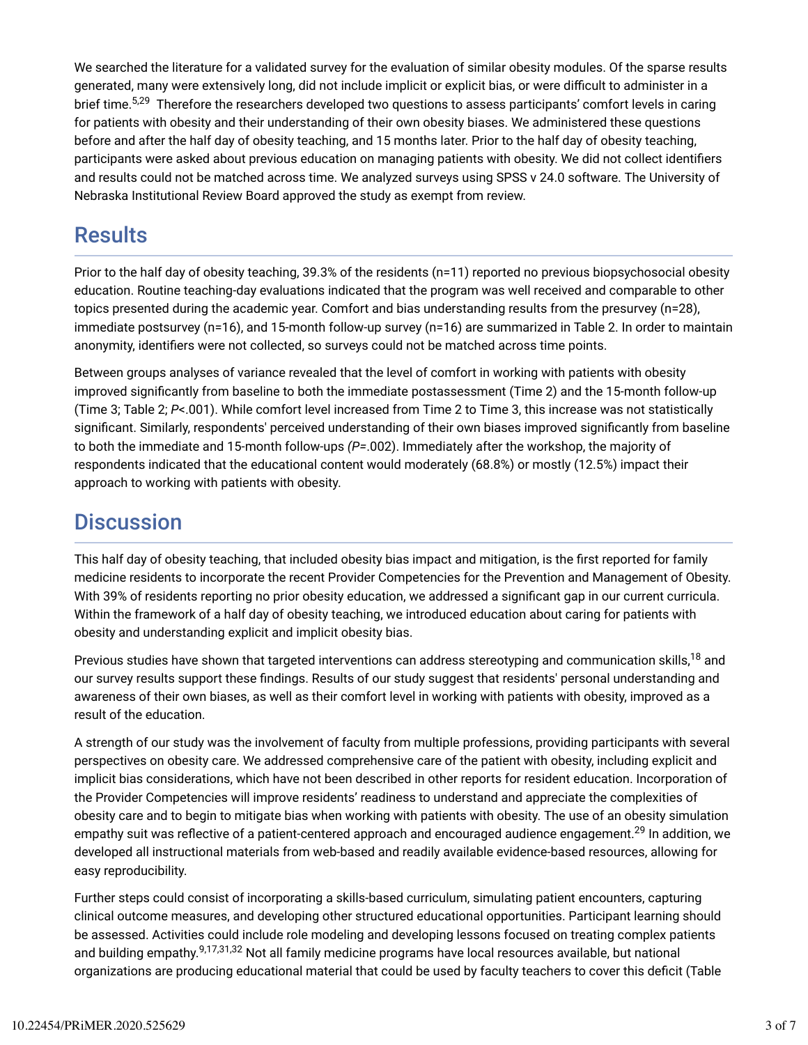We searched the literature for a validated survey for the evaluation of similar obesity modules. Of the sparse results generated, many were extensively long, did not include implicit or explicit bias, or were difficult to administer in a brief time.[5,29] Therefore the researchers developed two questions to assess participants' comfort levels in caring for patients with obesity and their understanding of their own obesity biases. We administered these questions before and after the half day of obesity teaching, and 15 months later. Prior to the half day of obesity teaching, participants were asked about previous education on managing patients with obesity. We did not collect identifiers and results could not be matched across time. We analyzed surveys using SPSS v 24.0 software. The University of Nebraska Institutional Review Board approved the study as exempt from review.

## Results

Prior to the half day of obesity teaching, 39.3% of the residents (n=11) reported no previous biopsychosocial obesity education. Routine teaching-day evaluations indicated that the program was well received and comparable to other topics presented during the academic year. Comfort and bias understanding results from the presurvey (n=28), immediate postsurvey (n=16), and 15-month follow-up survey (n=16) are summarized in Table 2. In order to maintain anonymity, identifiers were not collected, so surveys could not be matched across time points.

Between groups analyses of variance revealed that the level of comfort in working with patients with obesity improved significantly from baseline to both the immediate postassessment (Time 2) and the 15-month follow-up (Time 3; Table 2; *P*<.001). While comfort level increased from Time 2 to Time 3, this increase was not statistically significant. Similarly, respondents' perceived understanding of their own biases improved significantly from baseline to both the immediate and 15-month follow-ups *(P*=.002). Immediately after the workshop, the majority of respondents indicated that the educational content would moderately (68.8%) or mostly (12.5%) impact their approach to working with patients with obesity.

## Discussion

This half day of obesity teaching, that included obesity bias impact and mitigation, is the first reported for family medicine residents to incorporate the recent Provider Competencies for the Prevention and Management of Obesity. With 39% of residents reporting no prior obesity education, we addressed a significant gap in our current curricula. Within the framework of a half day of obesity teaching, we introduced education about caring for patients with obesity and understanding explicit and implicit obesity bias.

Previous studies have shown that targeted interventions can address stereotyping and communication skills,[18] and our survey results support these findings. Results of our study suggest that residents' personal understanding and awareness of their own biases, as well as their comfort level in working with patients with obesity, improved as a result of the education.

A strength of our study was the involvement of faculty from multiple professions, providing participants with several perspectives on obesity care. We addressed comprehensive care of the patient with obesity, including explicit and implicit bias considerations, which have not been described in other reports for resident education. Incorporation of the Provider Competencies will improve residents' readiness to understand and appreciate the complexities of obesity care and to begin to mitigate bias when working with patients with obesity. The use of an obesity simulation empathy suit was reflective of a patient-centered approach and encouraged audience engagement.[29] In addition, we developed all instructional materials from web-based and readily available evidence-based resources, allowing for easy reproducibility.

Further steps could consist of incorporating a skills-based curriculum, simulating patient encounters, capturing clinical outcome measures, and developing other structured educational opportunities. Participant learning should be assessed. Activities could include role modeling and developing lessons focused on treating complex patients and building empathy.[9,17,31,32] Not all family medicine programs have local resources available, but national organizations are producing educational material that could be used by faculty teachers to cover this deficit (Table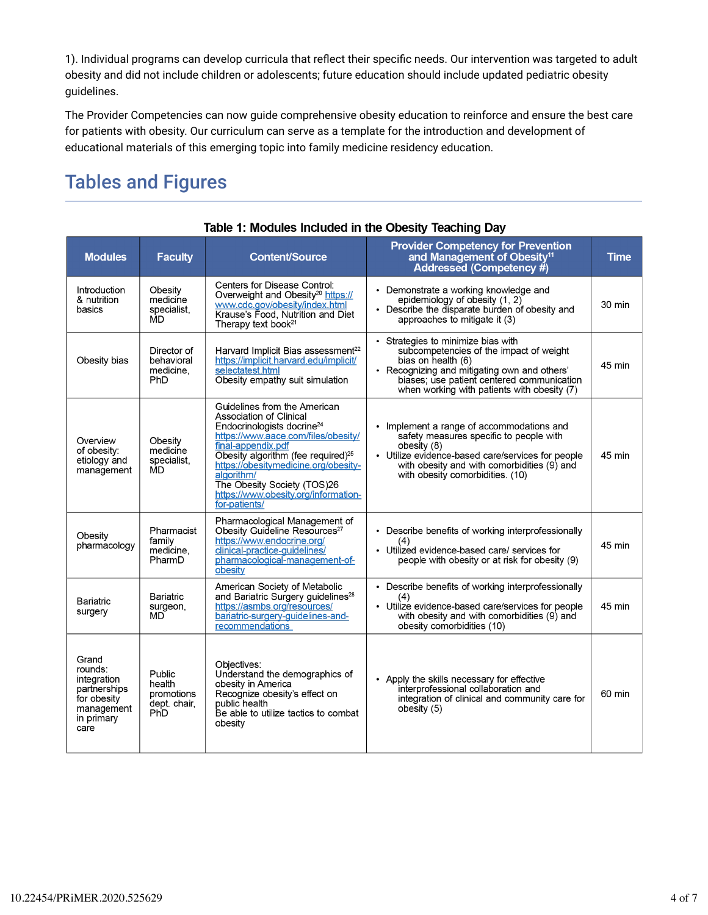1). Individual programs can develop curricula that reflect their specific needs. Our intervention was targeted to adult obesity and did not include children or adolescents; future education should include updated pediatric obesity guidelines.

The Provider Competencies can now guide comprehensive obesity education to reinforce and ensure the best care for patients with obesity. Our curriculum can serve as a template for the introduction and development of educational materials of this emerging topic into family medicine residency education.

## Tables and Figures

**Table 1: Modules Included in the Obesity Teaching Day**

| Modules | Faculty | Content/Source | Provider Competency for Prevention and Management of Obesity[11] Addressed (Competency #) | Time |
|---|---|---|---|---|
| Introduction & nutrition basics | Obesity medicine specialist, MD | Centers for Disease Control: Overweight and Obesity[20] https://www.cdc.gov/obesity/index.html Krause's Food, Nutrition and Diet Therapy text book[21] | • Demonstrate a working knowledge and epidemiology of obesity (1, 2) • Describe the disparate burden of obesity and approaches to mitigate it (3) | 30 min |
| Obesity bias | Director of behavioral medicine, PhD | Harvard Implicit Bias assessment[22] https://implicit.harvard.edu/implicit/selectatest.html Obesity empathy suit simulation | • Strategies to minimize bias with subcompetencies of the impact of weight bias on health (6) • Recognizing and mitigating own and others' biases; use patient centered communication when working with patients with obesity (7) | 45 min |
| Overview of obesity: etiology and management | Obesity medicine specialist, MD | Guidelines from the American Association of Clinical Endocrinologists docrine[24] https://www.aace.com/files/obesity/final-appendix.pdf Obesity algorithm (fee required)[25] https://obesitymedicine.org/obesity-algorithm/ The Obesity Society (TOS)26 https://www.obesity.org/information-for-patients/ | • Implement a range of accommodations and safety measures specific to people with obesity (8) • Utilize evidence-based care/services for people with obesity and with comorbidities (9) and with obesity comorbidities. (10) | 45 min |
| Obesity pharmacology | Pharmacist family medicine, PharmD | Pharmacological Management of Obesity Guideline Resources[27] https://www.endocrine.org/clinical-practice-guidelines/pharmacological-management-of-obesity | • Describe benefits of working interprofessionally (4) • Utilized evidence-based care/ services for people with obesity or at risk for obesity (9) | 45 min |
| Bariatric surgery | Bariatric surgeon, MD | American Society of Metabolic and Bariatric Surgery guidelines[28] https://asmbs.org/resources/bariatric-surgery-guidelines-and-recommendations | • Describe benefits of working interprofessionally (4) • Utilize evidence-based care/services for people with obesity and with comorbidities (9) and obesity comorbidities (10) | 45 min |
| Grand rounds: integration partnerships for obesity management in primary care | Public health promotions dept. chair, PhD | Objectives: Understand the demographics of obesity in America Recognize obesity's effect on public health Be able to utilize tactics to combat obesity | • Apply the skills necessary for effective interprofessional collaboration and integration of clinical and community care for obesity (5) | 60 min |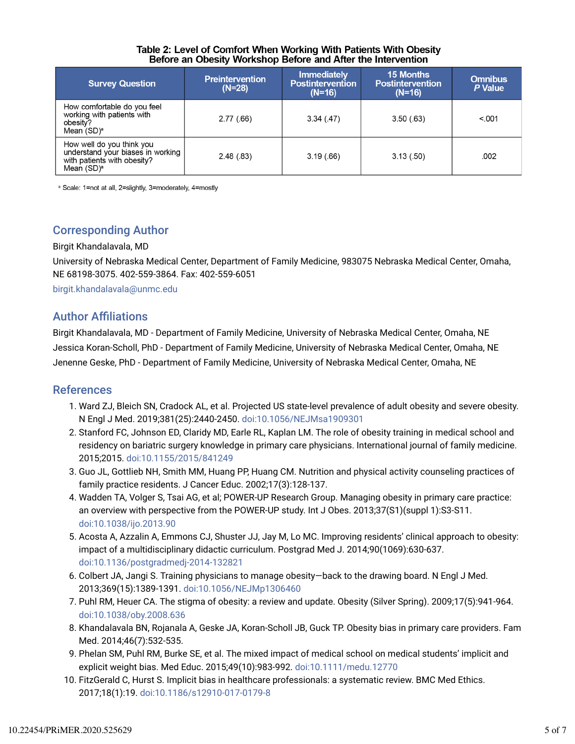**Table 2: Level of Comfort When Working With Patients With Obesity Before an Obesity Workshop Before and After the Intervention**

| Survey Question | Preintervention (N=28) | Immediately Postintervention (N=16) | 15 Months Postintervention (N=16) | Omnibus *P* Value |
|---|---|---|---|---|
| How comfortable do you feel working with patients with obesity? Mean (SD)[a] | 2.77 (.66) | 3.34 (.47) | 3.50 (.63) | <.001 |
| How well do you think you understand your biases in working with patients with obesity? Mean (SD)[a] | 2.48 (.83) | 3.19 (.66) | 3.13 (.50) | .002 |

[a] Scale: 1=not at all, 2=slightly, 3=moderately, 4=mostly

## Corresponding Author

Birgit Khandalavala, MD

University of Nebraska Medical Center, Department of Family Medicine, 983075 Nebraska Medical Center, Omaha, NE 68198-3075. 402-559-3864. Fax: 402-559-6051

birgit.khandalavala@unmc.edu

## Author Affiliations

Birgit Khandalavala, MD - Department of Family Medicine, University of Nebraska Medical Center, Omaha, NE

Jessica Koran-Scholl, PhD - Department of Family Medicine, University of Nebraska Medical Center, Omaha, NE

Jenenne Geske, PhD - Department of Family Medicine, University of Nebraska Medical Center, Omaha, NE

## References

1. Ward ZJ, Bleich SN, Cradock AL, et al. Projected US state-level prevalence of adult obesity and severe obesity. N Engl J Med. 2019;381(25):2440-2450. doi:10.1056/NEJMsa1909301
2. Stanford FC, Johnson ED, Claridy MD, Earle RL, Kaplan LM. The role of obesity training in medical school and residency on bariatric surgery knowledge in primary care physicians. International journal of family medicine. 2015;2015. doi:10.1155/2015/841249
3. Guo JL, Gottlieb NH, Smith MM, Huang PP, Huang CM. Nutrition and physical activity counseling practices of family practice residents. J Cancer Educ. 2002;17(3):128-137.
4. Wadden TA, Volger S, Tsai AG, et al; POWER-UP Research Group. Managing obesity in primary care practice: an overview with perspective from the POWER-UP study. Int J Obes. 2013;37(S1)(suppl 1):S3-S11. doi:10.1038/ijo.2013.90
5. Acosta A, Azzalin A, Emmons CJ, Shuster JJ, Jay M, Lo MC. Improving residents' clinical approach to obesity: impact of a multidisciplinary didactic curriculum. Postgrad Med J. 2014;90(1069):630-637. doi:10.1136/postgradmedj-2014-132821
6. Colbert JA, Jangi S. Training physicians to manage obesity—back to the drawing board. N Engl J Med. 2013;369(15):1389-1391. doi:10.1056/NEJMp1306460
7. Puhl RM, Heuer CA. The stigma of obesity: a review and update. Obesity (Silver Spring). 2009;17(5):941-964. doi:10.1038/oby.2008.636
8. Khandalavala BN, Rojanala A, Geske JA, Koran-Scholl JB, Guck TP. Obesity bias in primary care providers. Fam Med. 2014;46(7):532-535.
9. Phelan SM, Puhl RM, Burke SE, et al. The mixed impact of medical school on medical students' implicit and explicit weight bias. Med Educ. 2015;49(10):983-992. doi:10.1111/medu.12770
10. FitzGerald C, Hurst S. Implicit bias in healthcare professionals: a systematic review. BMC Med Ethics. 2017;18(1):19. doi:10.1186/s12910-017-0179-8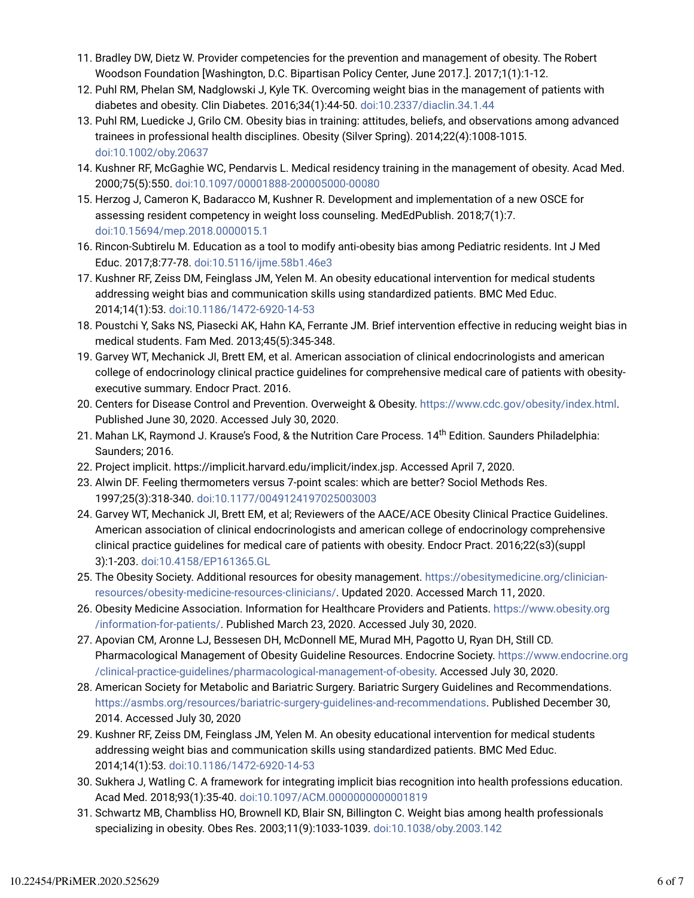11. Bradley DW, Dietz W. Provider competencies for the prevention and management of obesity. The Robert Woodson Foundation [Washington, D.C. Bipartisan Policy Center, June 2017.]. 2017;1(1):1-12.
12. Puhl RM, Phelan SM, Nadglowski J, Kyle TK. Overcoming weight bias in the management of patients with diabetes and obesity. Clin Diabetes. 2016;34(1):44-50. doi:10.2337/diaclin.34.1.44
13. Puhl RM, Luedicke J, Grilo CM. Obesity bias in training: attitudes, beliefs, and observations among advanced trainees in professional health disciplines. Obesity (Silver Spring). 2014;22(4):1008-1015. doi:10.1002/oby.20637
14. Kushner RF, McGaghie WC, Pendarvis L. Medical residency training in the management of obesity. Acad Med. 2000;75(5):550. doi:10.1097/00001888-200005000-00080
15. Herzog J, Cameron K, Badaracco M, Kushner R. Development and implementation of a new OSCE for assessing resident competency in weight loss counseling. MedEdPublish. 2018;7(1):7. doi:10.15694/mep.2018.0000015.1
16. Rincon-Subtirelu M. Education as a tool to modify anti-obesity bias among Pediatric residents. Int J Med Educ. 2017;8:77-78. doi:10.5116/ijme.58b1.46e3
17. Kushner RF, Zeiss DM, Feinglass JM, Yelen M. An obesity educational intervention for medical students addressing weight bias and communication skills using standardized patients. BMC Med Educ. 2014;14(1):53. doi:10.1186/1472-6920-14-53
18. Poustchi Y, Saks NS, Piasecki AK, Hahn KA, Ferrante JM. Brief intervention effective in reducing weight bias in medical students. Fam Med. 2013;45(5):345-348.
19. Garvey WT, Mechanick JI, Brett EM, et al. American association of clinical endocrinologists and american college of endocrinology clinical practice guidelines for comprehensive medical care of patients with obesity-executive summary. Endocr Pract. 2016.
20. Centers for Disease Control and Prevention. Overweight & Obesity. https://www.cdc.gov/obesity/index.html. Published June 30, 2020. Accessed July 30, 2020.
21. Mahan LK, Raymond J. Krause's Food, & the Nutrition Care Process. 14th Edition. Saunders Philadelphia: Saunders; 2016.
22. Project implicit. https://implicit.harvard.edu/implicit/index.jsp. Accessed April 7, 2020.
23. Alwin DF. Feeling thermometers versus 7-point scales: which are better? Sociol Methods Res. 1997;25(3):318-340. doi:10.1177/0049124197025003003
24. Garvey WT, Mechanick JI, Brett EM, et al; Reviewers of the AACE/ACE Obesity Clinical Practice Guidelines. American association of clinical endocrinologists and american college of endocrinology comprehensive clinical practice guidelines for medical care of patients with obesity. Endocr Pract. 2016;22(s3)(suppl 3):1-203. doi:10.4158/EP161365.GL
25. The Obesity Society. Additional resources for obesity management. https://obesitymedicine.org/clinician-resources/obesity-medicine-resources-clinicians/. Updated 2020. Accessed March 11, 2020.
26. Obesity Medicine Association. Information for Healthcare Providers and Patients. https://www.obesity.org/information-for-patients/. Published March 23, 2020. Accessed July 30, 2020.
27. Apovian CM, Aronne LJ, Bessesen DH, McDonnell ME, Murad MH, Pagotto U, Ryan DH, Still CD. Pharmacological Management of Obesity Guideline Resources. Endocrine Society. https://www.endocrine.org/clinical-practice-guidelines/pharmacological-management-of-obesity. Accessed July 30, 2020.
28. American Society for Metabolic and Bariatric Surgery. Bariatric Surgery Guidelines and Recommendations. https://asmbs.org/resources/bariatric-surgery-guidelines-and-recommendations. Published December 30, 2014. Accessed July 30, 2020
29. Kushner RF, Zeiss DM, Feinglass JM, Yelen M. An obesity educational intervention for medical students addressing weight bias and communication skills using standardized patients. BMC Med Educ. 2014;14(1):53. doi:10.1186/1472-6920-14-53
30. Sukhera J, Watling C. A framework for integrating implicit bias recognition into health professions education. Acad Med. 2018;93(1):35-40. doi:10.1097/ACM.0000000000001819
31. Schwartz MB, Chambliss HO, Brownell KD, Blair SN, Billington C. Weight bias among health professionals specializing in obesity. Obes Res. 2003;11(9):1033-1039. doi:10.1038/oby.2003.142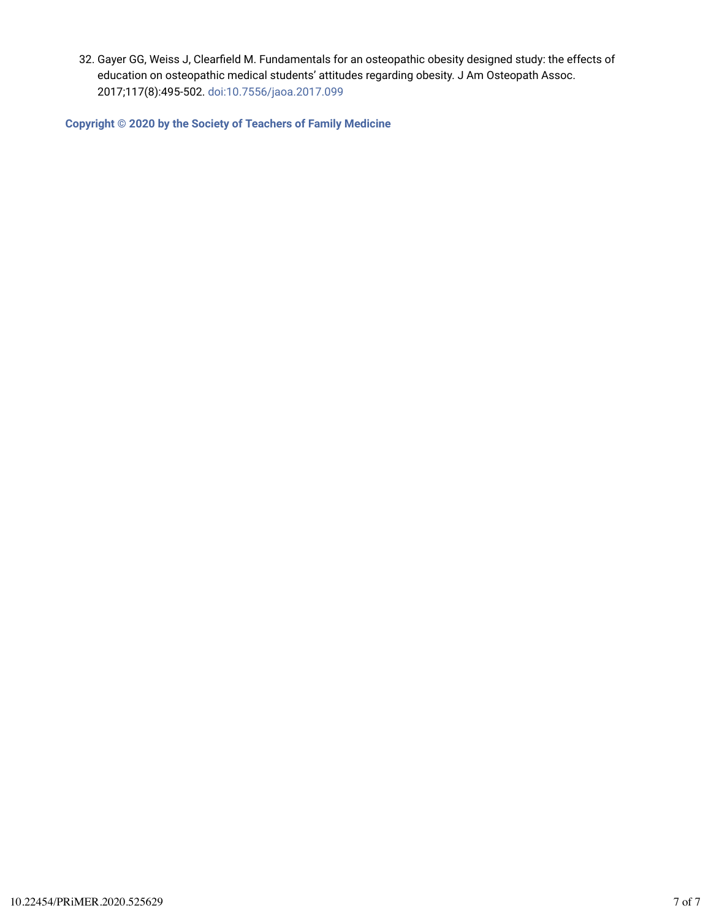32. Gayer GG, Weiss J, Clearfield M. Fundamentals for an osteopathic obesity designed study: the effects of education on osteopathic medical students' attitudes regarding obesity. J Am Osteopath Assoc. 2017;117(8):495-502. doi:10.7556/jaoa.2017.099

**Copyright © 2020 by the Society of Teachers of Family Medicine**